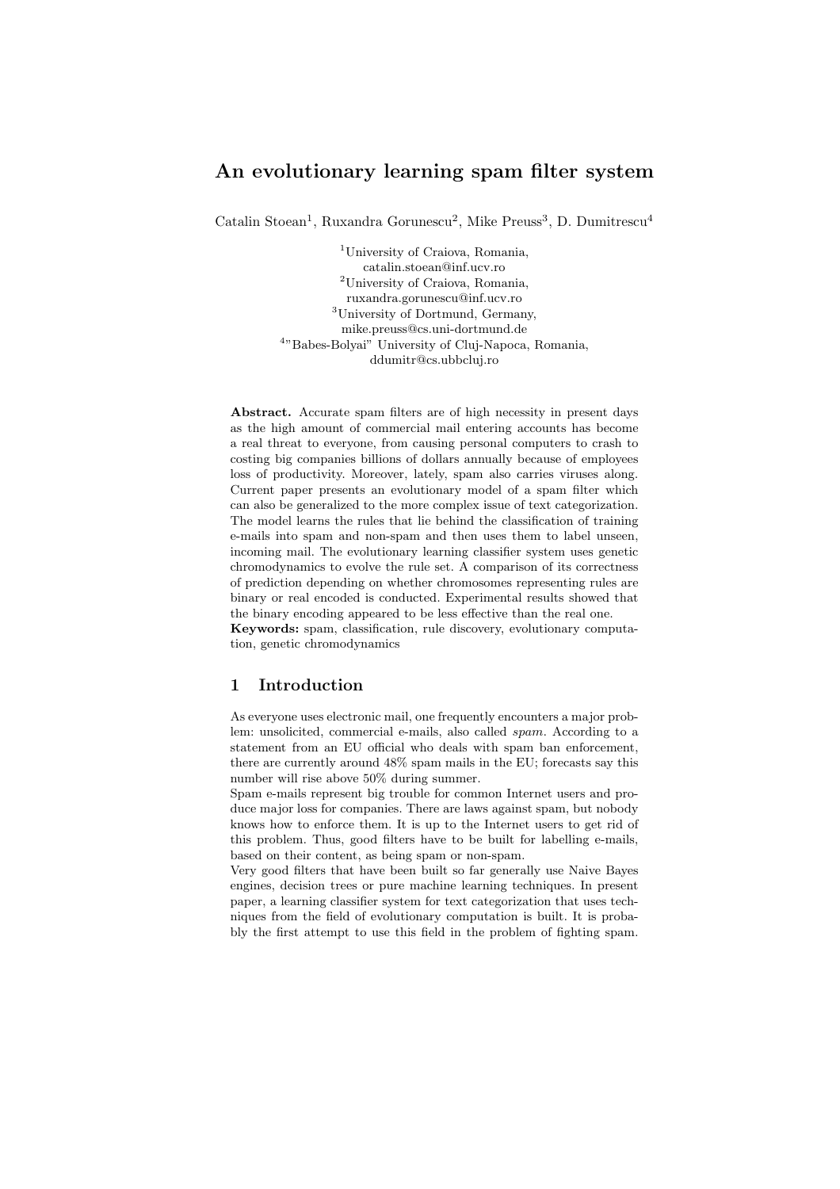# An evolutionary learning spam filter system

Catalin Stoean[1], Ruxandra Gorunescu[2], Mike Preuss[3], D. Dumitrescu[4]

[1]University of Craiova, Romania,
catalin.stoean@inf.ucv.ro
[2]University of Craiova, Romania,
ruxandra.gorunescu@inf.ucv.ro
[3]University of Dortmund, Germany,
mike.preuss@cs.uni-dortmund.de
[4]"Babes-Bolyai" University of Cluj-Napoca, Romania,
ddumitr@cs.ubbcluj.ro

**Abstract.** Accurate spam filters are of high necessity in present days as the high amount of commercial mail entering accounts has become a real threat to everyone, from causing personal computers to crash to costing big companies billions of dollars annually because of employees loss of productivity. Moreover, lately, spam also carries viruses along. Current paper presents an evolutionary model of a spam filter which can also be generalized to the more complex issue of text categorization. The model learns the rules that lie behind the classification of training e-mails into spam and non-spam and then uses them to label unseen, incoming mail. The evolutionary learning classifier system uses genetic chromodynamics to evolve the rule set. A comparison of its correctness of prediction depending on whether chromosomes representing rules are binary or real encoded is conducted. Experimental results showed that the binary encoding appeared to be less effective than the real one.
**Keywords:** spam, classification, rule discovery, evolutionary computation, genetic chromodynamics

## 1 Introduction

As everyone uses electronic mail, one frequently encounters a major problem: unsolicited, commercial e-mails, also called *spam*. According to a statement from an EU official who deals with spam ban enforcement, there are currently around 48% spam mails in the EU; forecasts say this number will rise above 50% during summer.
Spam e-mails represent big trouble for common Internet users and produce major loss for companies. There are laws against spam, but nobody knows how to enforce them. It is up to the Internet users to get rid of this problem. Thus, good filters have to be built for labelling e-mails, based on their content, as being spam or non-spam.
Very good filters that have been built so far generally use Naive Bayes engines, decision trees or pure machine learning techniques. In present paper, a learning classifier system for text categorization that uses techniques from the field of evolutionary computation is built. It is probably the first attempt to use this field in the problem of fighting spam.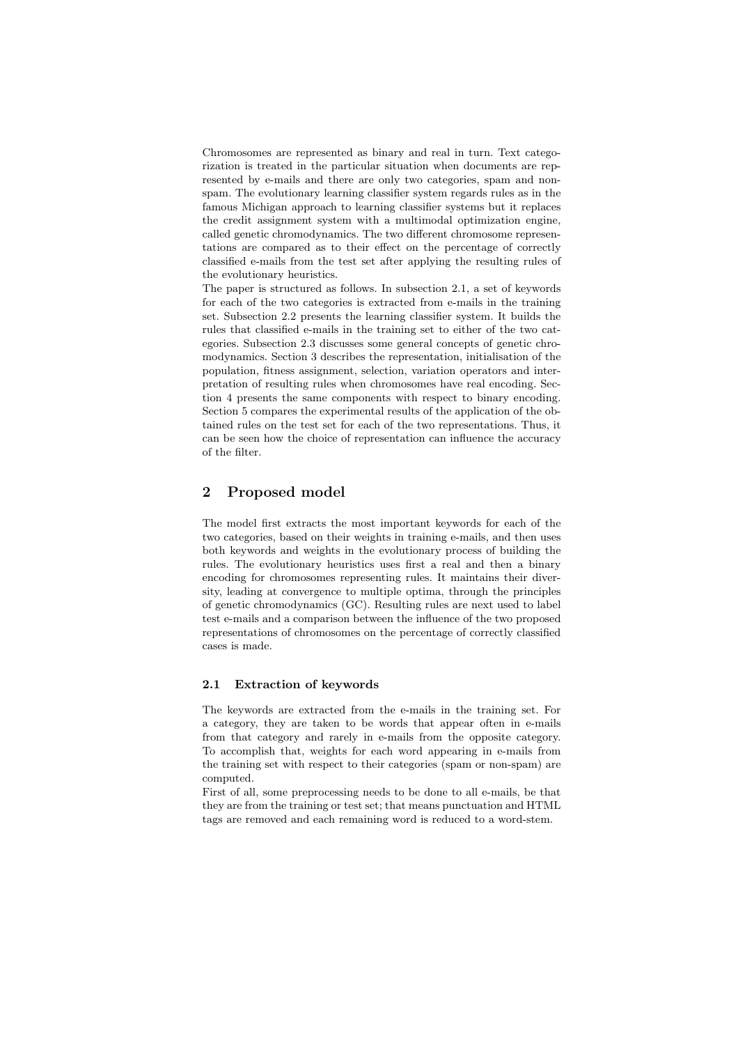Chromosomes are represented as binary and real in turn. Text categorization is treated in the particular situation when documents are represented by e-mails and there are only two categories, spam and non-spam. The evolutionary learning classifier system regards rules as in the famous Michigan approach to learning classifier systems but it replaces the credit assignment system with a multimodal optimization engine, called genetic chromodynamics. The two different chromosome representations are compared as to their effect on the percentage of correctly classified e-mails from the test set after applying the resulting rules of the evolutionary heuristics.

The paper is structured as follows. In subsection 2.1, a set of keywords for each of the two categories is extracted from e-mails in the training set. Subsection 2.2 presents the learning classifier system. It builds the rules that classified e-mails in the training set to either of the two categories. Subsection 2.3 discusses some general concepts of genetic chromodynamics. Section 3 describes the representation, initialisation of the population, fitness assignment, selection, variation operators and interpretation of resulting rules when chromosomes have real encoding. Section 4 presents the same components with respect to binary encoding. Section 5 compares the experimental results of the application of the obtained rules on the test set for each of the two representations. Thus, it can be seen how the choice of representation can influence the accuracy of the filter.

## 2 Proposed model

The model first extracts the most important keywords for each of the two categories, based on their weights in training e-mails, and then uses both keywords and weights in the evolutionary process of building the rules. The evolutionary heuristics uses first a real and then a binary encoding for chromosomes representing rules. It maintains their diversity, leading at convergence to multiple optima, through the principles of genetic chromodynamics (GC). Resulting rules are next used to label test e-mails and a comparison between the influence of the two proposed representations of chromosomes on the percentage of correctly classified cases is made.

### 2.1 Extraction of keywords

The keywords are extracted from the e-mails in the training set. For a category, they are taken to be words that appear often in e-mails from that category and rarely in e-mails from the opposite category. To accomplish that, weights for each word appearing in e-mails from the training set with respect to their categories (spam or non-spam) are computed.

First of all, some preprocessing needs to be done to all e-mails, be that they are from the training or test set; that means punctuation and HTML tags are removed and each remaining word is reduced to a word-stem.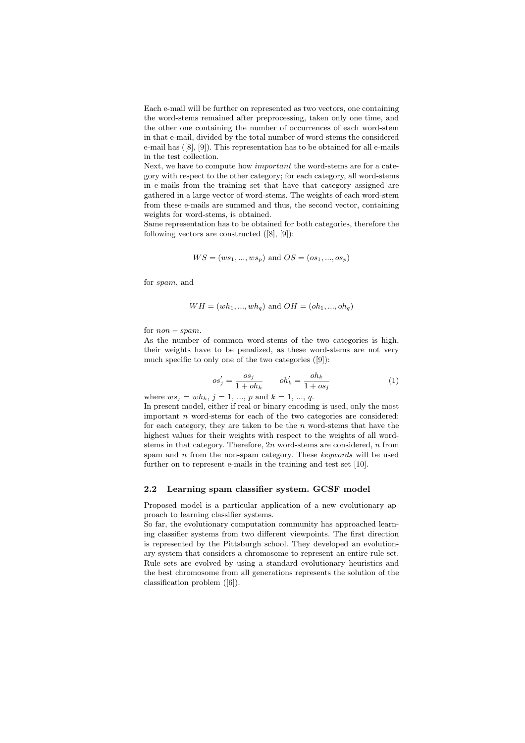Each e-mail will be further on represented as two vectors, one containing the word-stems remained after preprocessing, taken only one time, and the other one containing the number of occurrences of each word-stem in that e-mail, divided by the total number of word-stems the considered e-mail has ([8], [9]). This representation has to be obtained for all e-mails in the test collection.
Next, we have to compute how *important* the word-stems are for a category with respect to the other category; for each category, all word-stems in e-mails from the training set that have that category assigned are gathered in a large vector of word-stems. The weights of each word-stem from these e-mails are summed and thus, the second vector, containing weights for word-stems, is obtained.
Same representation has to be obtained for both categories, therefore the following vectors are constructed ([8], [9]):

$$WS = (ws_1, ..., ws_p) \text{ and } OS = (os_1, ..., os_p)$$

for *spam*, and

$$WH = (wh_1, ..., wh_q) \text{ and } OH = (oh_1, ..., oh_q)$$

for $non - spam$.
As the number of common word-stems of the two categories is high, their weights have to be penalized, as these word-stems are not very much specific to only one of the two categories ([9]):

$$os_j^{'} = \frac{os_j}{1 + oh_k} \qquad oh_k^{'} = \frac{oh_k}{1 + os_j} \tag{1}$$

where $ws_j = wh_k$, $j = 1, ..., p$ and $k = 1, ..., q$.
In present model, either if real or binary encoding is used, only the most important $n$ word-stems for each of the two categories are considered: for each category, they are taken to be the $n$ word-stems that have the highest values for their weights with respect to the weights of all word-stems in that category. Therefore, $2n$ word-stems are considered, $n$ from spam and $n$ from the non-spam category. These *keywords* will be used further on to represent e-mails in the training and test set [10].

### 2.2 Learning spam classifier system. GCSF model

Proposed model is a particular application of a new evolutionary approach to learning classifier systems.
So far, the evolutionary computation community has approached learning classifier systems from two different viewpoints. The first direction is represented by the Pittsburgh school. They developed an evolutionary system that considers a chromosome to represent an entire rule set. Rule sets are evolved by using a standard evolutionary heuristics and the best chromosome from all generations represents the solution of the classification problem ([6]).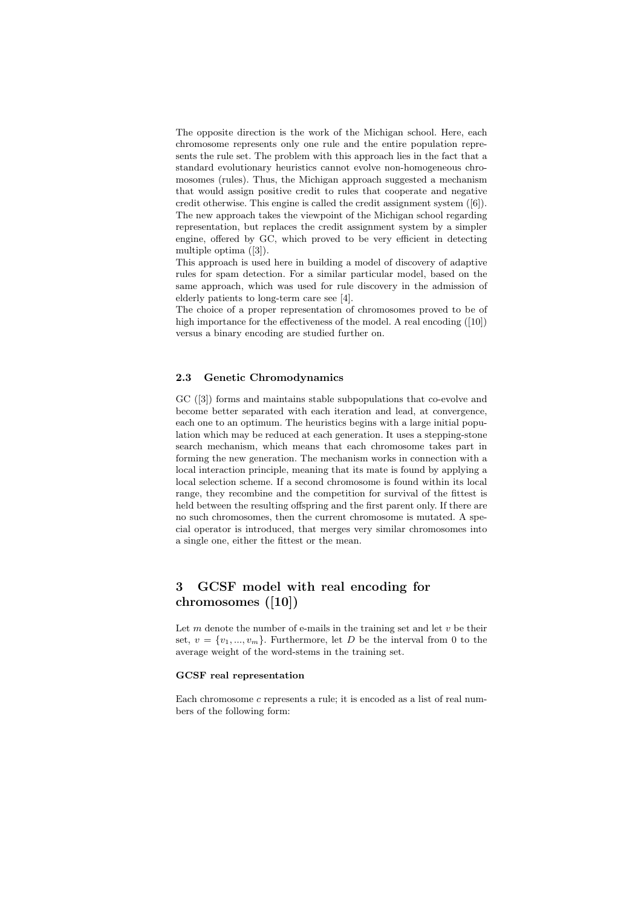The opposite direction is the work of the Michigan school. Here, each chromosome represents only one rule and the entire population represents the rule set. The problem with this approach lies in the fact that a standard evolutionary heuristics cannot evolve non-homogeneous chromosomes (rules). Thus, the Michigan approach suggested a mechanism that would assign positive credit to rules that cooperate and negative credit otherwise. This engine is called the credit assignment system ([6]). The new approach takes the viewpoint of the Michigan school regarding representation, but replaces the credit assignment system by a simpler engine, offered by GC, which proved to be very efficient in detecting multiple optima ([3]).

This approach is used here in building a model of discovery of adaptive rules for spam detection. For a similar particular model, based on the same approach, which was used for rule discovery in the admission of elderly patients to long-term care see [4].

The choice of a proper representation of chromosomes proved to be of high importance for the effectiveness of the model. A real encoding ([10]) versus a binary encoding are studied further on.

### 2.3 Genetic Chromodynamics

GC ([3]) forms and maintains stable subpopulations that co-evolve and become better separated with each iteration and lead, at convergence, each one to an optimum. The heuristics begins with a large initial population which may be reduced at each generation. It uses a stepping-stone search mechanism, which means that each chromosome takes part in forming the new generation. The mechanism works in connection with a local interaction principle, meaning that its mate is found by applying a local selection scheme. If a second chromosome is found within its local range, they recombine and the competition for survival of the fittest is held between the resulting offspring and the first parent only. If there are no such chromosomes, then the current chromosome is mutated. A special operator is introduced, that merges very similar chromosomes into a single one, either the fittest or the mean.

## 3 GCSF model with real encoding for chromosomes ([10])

Let $m$ denote the number of e-mails in the training set and let $v$ be their set, $v = \{v_1, ..., v_m\}$. Furthermore, let $D$ be the interval from 0 to the average weight of the word-stems in the training set.

**GCSF real representation**

Each chromosome $c$ represents a rule; it is encoded as a list of real numbers of the following form: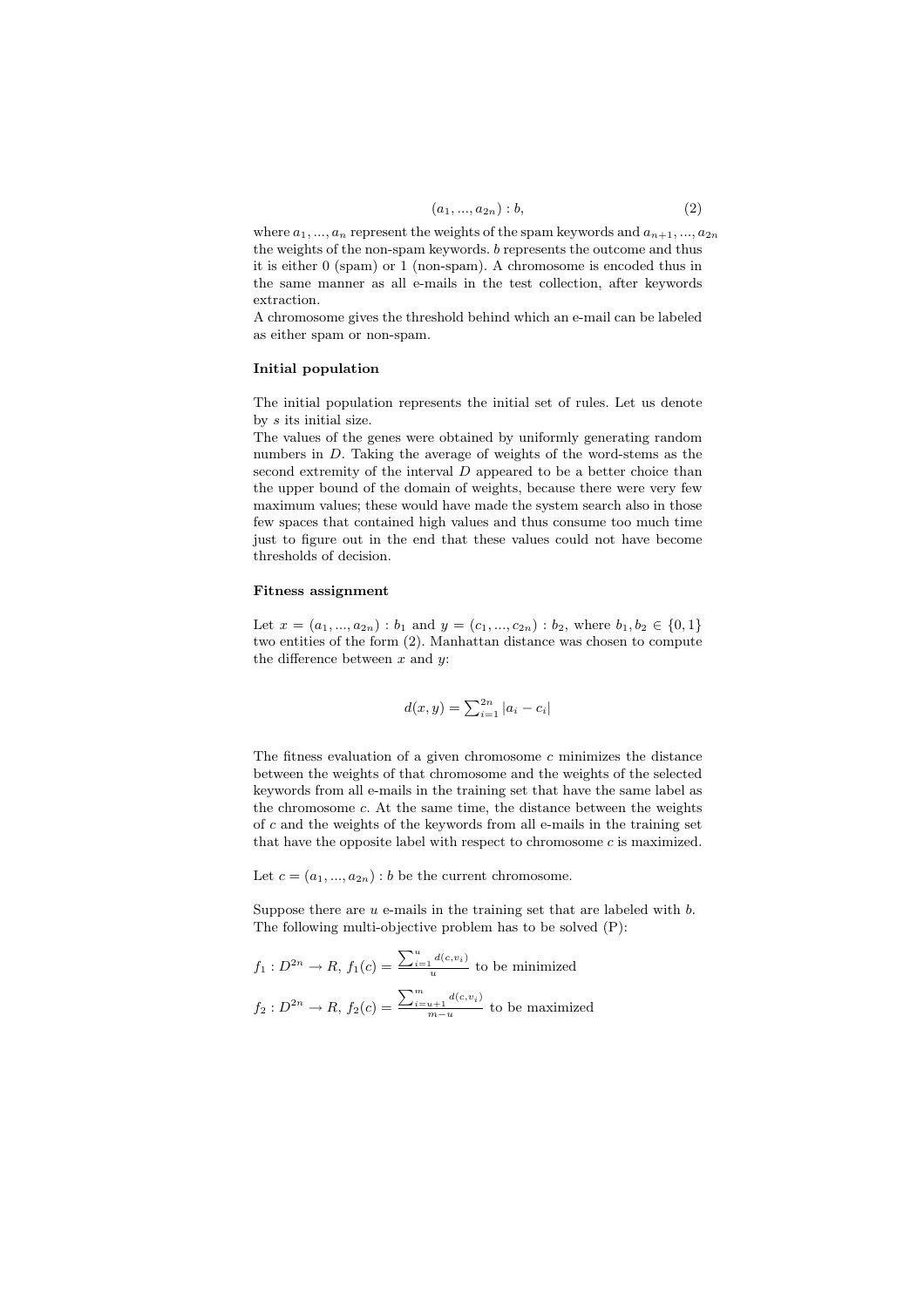$$(a_1, ..., a_{2n}) : b, \tag{2}$$

where $a_1, ..., a_n$ represent the weights of the spam keywords and $a_{n+1}, ..., a_{2n}$ the weights of the non-spam keywords. $b$ represents the outcome and thus it is either 0 (spam) or 1 (non-spam). A chromosome is encoded thus in the same manner as all e-mails in the test collection, after keywords extraction.
A chromosome gives the threshold behind which an e-mail can be labeled as either spam or non-spam.

**Initial population**

The initial population represents the initial set of rules. Let us denote by $s$ its initial size.
The values of the genes were obtained by uniformly generating random numbers in $D$. Taking the average of weights of the word-stems as the second extremity of the interval $D$ appeared to be a better choice than the upper bound of the domain of weights, because there were very few maximum values; these would have made the system search also in those few spaces that contained high values and thus consume too much time just to figure out in the end that these values could not have become thresholds of decision.

**Fitness assignment**

Let $x = (a_1, ..., a_{2n}) : b_1$ and $y = (c_1, ..., c_{2n}) : b_2$, where $b_1, b_2 \in \{0, 1\}$ two entities of the form (2). Manhattan distance was chosen to compute the difference between $x$ and $y$:

$$d(x, y) = \sum_{i=1}^{2n} |a_i - c_i|$$

The fitness evaluation of a given chromosome $c$ minimizes the distance between the weights of that chromosome and the weights of the selected keywords from all e-mails in the training set that have the same label as the chromosome $c$. At the same time, the distance between the weights of $c$ and the weights of the keywords from all e-mails in the training set that have the opposite label with respect to chromosome $c$ is maximized.

Let $c = (a_1, ..., a_{2n}) : b$ be the current chromosome.

Suppose there are $u$ e-mails in the training set that are labeled with $b$. The following multi-objective problem has to be solved (P):

$f_1 : D^{2n} \rightarrow R$, $f_1(c) = \frac{\sum_{i=1}^{u} d(c, v_i)}{u}$ to be minimized

$f_2 : D^{2n} \rightarrow R$, $f_2(c) = \frac{\sum_{i=u+1}^{m} d(c, v_i)}{m-u}$ to be maximized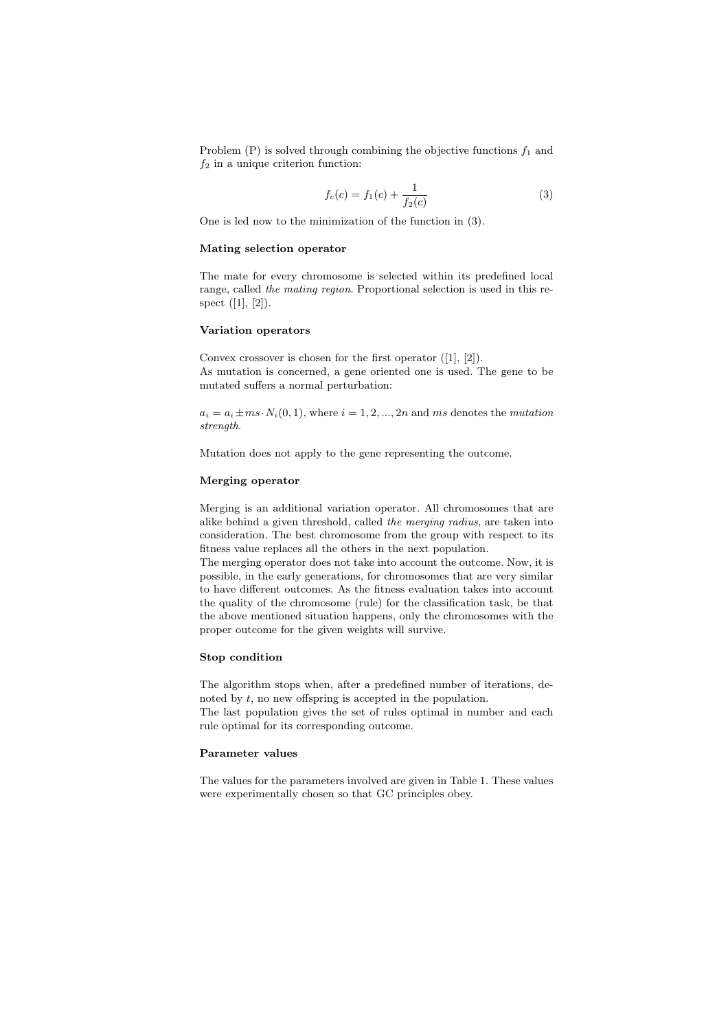Problem (P) is solved through combining the objective functions $f_1$ and $f_2$ in a unique criterion function:

$$f_c(c) = f_1(c) + \frac{1}{f_2(c)} \tag{3}$$

One is led now to the minimization of the function in (3).

### Mating selection operator

The mate for every chromosome is selected within its predefined local range, called *the mating region*. Proportional selection is used in this respect ([1], [2]).

### Variation operators

Convex crossover is chosen for the first operator ([1], [2]).
As mutation is concerned, a gene oriented one is used. The gene to be mutated suffers a normal perturbation:

$a_i = a_i \pm ms \cdot N_i(0,1)$, where $i = 1, 2, ..., 2n$ and $ms$ denotes the *mutation strength*.

Mutation does not apply to the gene representing the outcome.

### Merging operator

Merging is an additional variation operator. All chromosomes that are alike behind a given threshold, called *the merging radius*, are taken into consideration. The best chromosome from the group with respect to its fitness value replaces all the others in the next population.
The merging operator does not take into account the outcome. Now, it is possible, in the early generations, for chromosomes that are very similar to have different outcomes. As the fitness evaluation takes into account the quality of the chromosome (rule) for the classification task, be that the above mentioned situation happens, only the chromosomes with the proper outcome for the given weights will survive.

### Stop condition

The algorithm stops when, after a predefined number of iterations, denoted by $t$, no new offspring is accepted in the population.
The last population gives the set of rules optimal in number and each rule optimal for its corresponding outcome.

### Parameter values

The values for the parameters involved are given in Table 1. These values were experimentally chosen so that GC principles obey.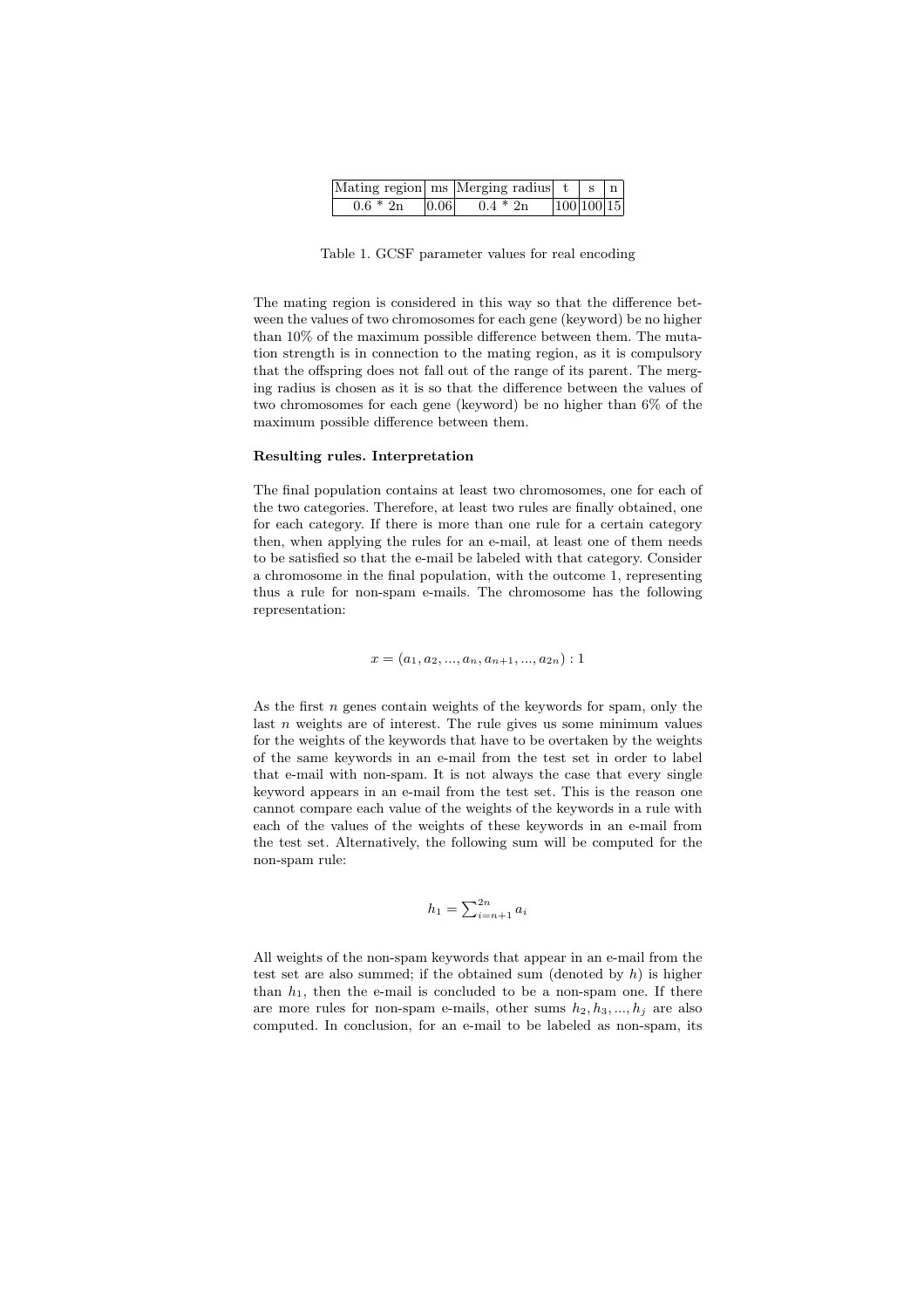| Mating region | ms | Merging radius | t | s | n |
|---|---|---|---|---|---|
| 0.6 * 2n | 0.06 | 0.4 * 2n | 100 | 100 | 15 |

Table 1. GCSF parameter values for real encoding

The mating region is considered in this way so that the difference between the values of two chromosomes for each gene (keyword) be no higher than 10% of the maximum possible difference between them. The mutation strength is in connection to the mating region, as it is compulsory that the offspring does not fall out of the range of its parent. The merging radius is chosen as it is so that the difference between the values of two chromosomes for each gene (keyword) be no higher than 6% of the maximum possible difference between them.

**Resulting rules. Interpretation**

The final population contains at least two chromosomes, one for each of the two categories. Therefore, at least two rules are finally obtained, one for each category. If there is more than one rule for a certain category then, when applying the rules for an e-mail, at least one of them needs to be satisfied so that the e-mail be labeled with that category. Consider a chromosome in the final population, with the outcome 1, representing thus a rule for non-spam e-mails. The chromosome has the following representation:

$$x = (a_1, a_2, ..., a_n, a_{n+1}, ..., a_{2n}) : 1$$

As the first $n$ genes contain weights of the keywords for spam, only the last $n$ weights are of interest. The rule gives us some minimum values for the weights of the keywords that have to be overtaken by the weights of the same keywords in an e-mail from the test set in order to label that e-mail with non-spam. It is not always the case that every single keyword appears in an e-mail from the test set. This is the reason one cannot compare each value of the weights of the keywords in a rule with each of the values of the weights of these keywords in an e-mail from the test set. Alternatively, the following sum will be computed for the non-spam rule:

$$h_1 = \sum_{i=n+1}^{2n} a_i$$

All weights of the non-spam keywords that appear in an e-mail from the test set are also summed; if the obtained sum (denoted by $h$) is higher than $h_1$, then the e-mail is concluded to be a non-spam one. If there are more rules for non-spam e-mails, other sums $h_2, h_3, ..., h_j$ are also computed. In conclusion, for an e-mail to be labeled as non-spam, its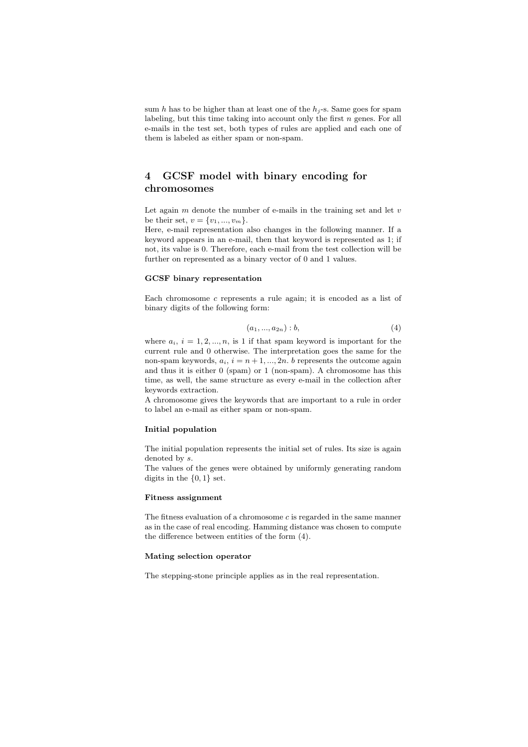sum $h$ has to be higher than at least one of the $h_j$-s. Same goes for spam labeling, but this time taking into account only the first $n$ genes. For all e-mails in the test set, both types of rules are applied and each one of them is labeled as either spam or non-spam.

## 4 GCSF model with binary encoding for chromosomes

Let again $m$ denote the number of e-mails in the training set and let $v$ be their set, $v = \{v_1, ..., v_m\}$.
Here, e-mail representation also changes in the following manner. If a keyword appears in an e-mail, then that keyword is represented as 1; if not, its value is 0. Therefore, each e-mail from the test collection will be further on represented as a binary vector of 0 and 1 values.

#### GCSF binary representation

Each chromosome $c$ represents a rule again; it is encoded as a list of binary digits of the following form:

$$(a_1, ..., a_{2n}) : b, \tag{4}$$

where $a_i$, $i = 1, 2, ..., n$, is 1 if that spam keyword is important for the current rule and 0 otherwise. The interpretation goes the same for the non-spam keywords, $a_i$, $i = n + 1, ..., 2n$. $b$ represents the outcome again and thus it is either 0 (spam) or 1 (non-spam). A chromosome has this time, as well, the same structure as every e-mail in the collection after keywords extraction.
A chromosome gives the keywords that are important to a rule in order to label an e-mail as either spam or non-spam.

#### Initial population

The initial population represents the initial set of rules. Its size is again denoted by $s$.
The values of the genes were obtained by uniformly generating random digits in the $\{0, 1\}$ set.

#### Fitness assignment

The fitness evaluation of a chromosome $c$ is regarded in the same manner as in the case of real encoding. Hamming distance was chosen to compute the difference between entities of the form (4).

#### Mating selection operator

The stepping-stone principle applies as in the real representation.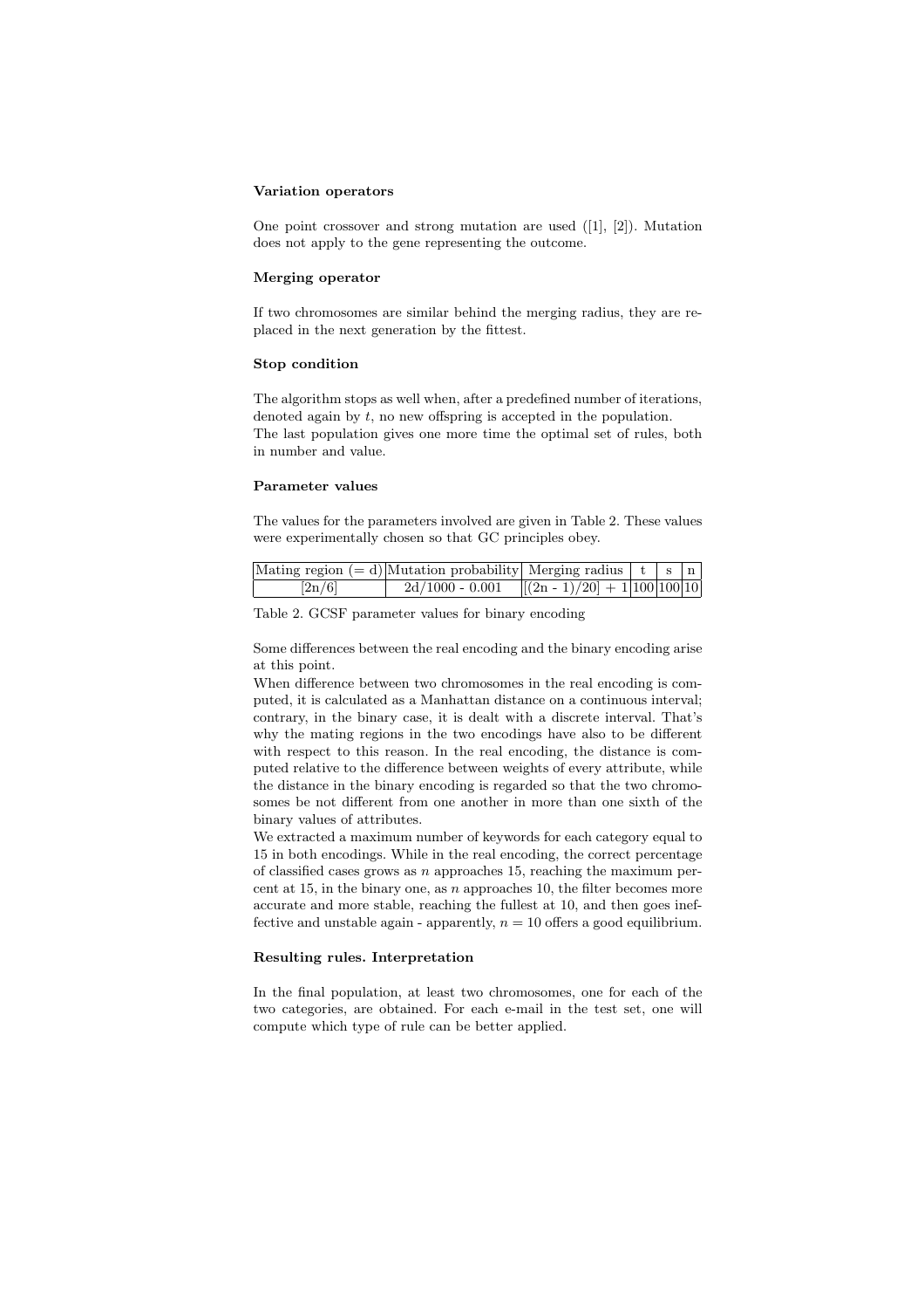**Variation operators**

One point crossover and strong mutation are used ([1], [2]). Mutation does not apply to the gene representing the outcome.

**Merging operator**

If two chromosomes are similar behind the merging radius, they are replaced in the next generation by the fittest.

**Stop condition**

The algorithm stops as well when, after a predefined number of iterations, denoted again by $t$, no new offspring is accepted in the population.
The last population gives one more time the optimal set of rules, both in number and value.

**Parameter values**

The values for the parameters involved are given in Table 2. These values were experimentally chosen so that GC principles obey.

| Mating region (= d) | Mutation probability | Merging radius | t | s | n |
|---|---|---|---|---|---|
| [2n/6] | 2d/1000 - 0.001 | [(2n - 1)/20] + 1 | 100 | 100 | 10 |

Table 2. GCSF parameter values for binary encoding

Some differences between the real encoding and the binary encoding arise at this point.
When difference between two chromosomes in the real encoding is computed, it is calculated as a Manhattan distance on a continuous interval; contrary, in the binary case, it is dealt with a discrete interval. That's why the mating regions in the two encodings have also to be different with respect to this reason. In the real encoding, the distance is computed relative to the difference between weights of every attribute, while the distance in the binary encoding is regarded so that the two chromosomes be not different from one another in more than one sixth of the binary values of attributes.
We extracted a maximum number of keywords for each category equal to 15 in both encodings. While in the real encoding, the correct percentage of classified cases grows as $n$ approaches 15, reaching the maximum percent at 15, in the binary one, as $n$ approaches 10, the filter becomes more accurate and more stable, reaching the fullest at 10, and then goes ineffective and unstable again - apparently, $n = 10$ offers a good equilibrium.

**Resulting rules. Interpretation**

In the final population, at least two chromosomes, one for each of the two categories, are obtained. For each e-mail in the test set, one will compute which type of rule can be better applied.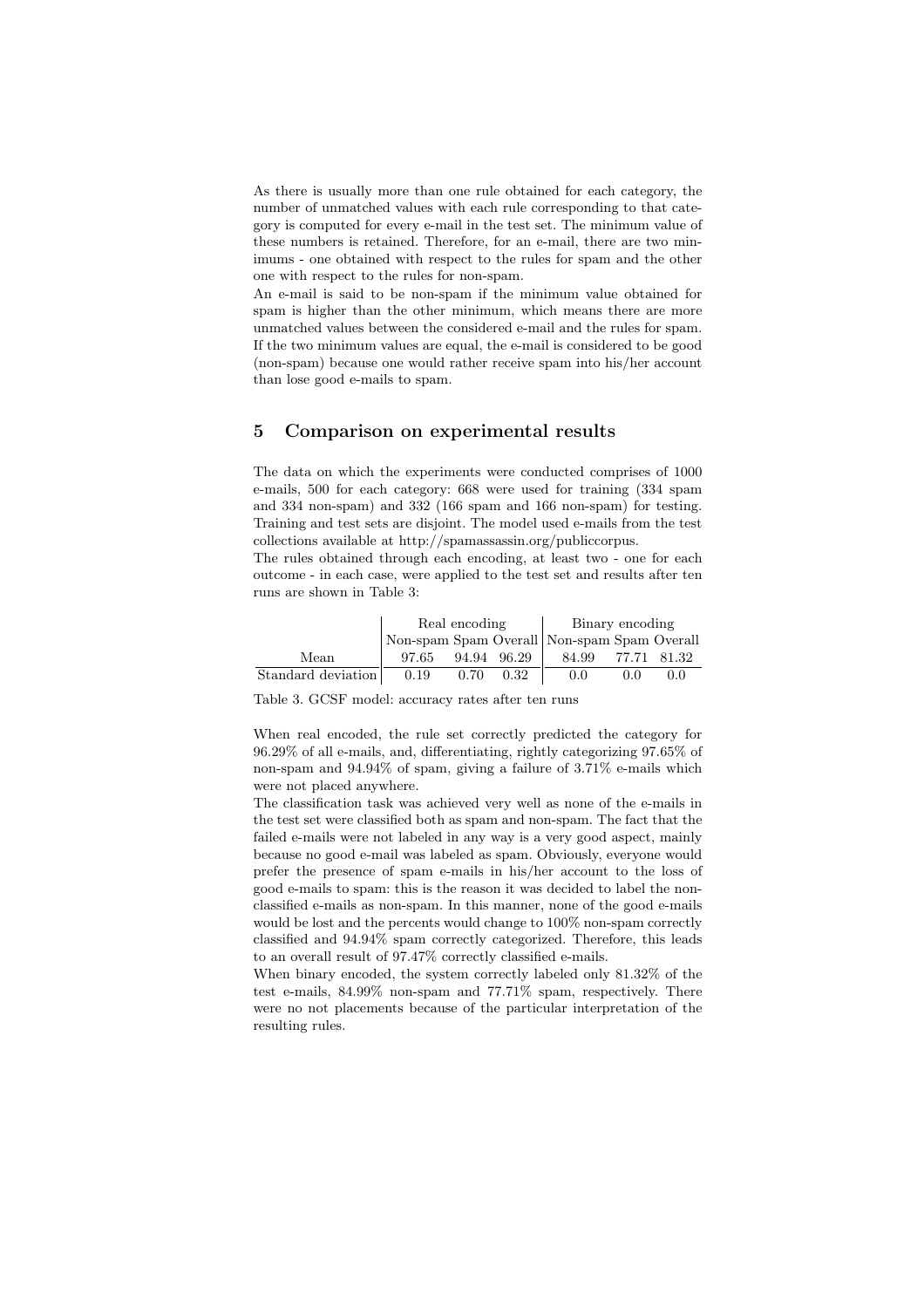As there is usually more than one rule obtained for each category, the number of unmatched values with each rule corresponding to that category is computed for every e-mail in the test set. The minimum value of these numbers is retained. Therefore, for an e-mail, there are two minimums - one obtained with respect to the rules for spam and the other one with respect to the rules for non-spam.

An e-mail is said to be non-spam if the minimum value obtained for spam is higher than the other minimum, which means there are more unmatched values between the considered e-mail and the rules for spam. If the two minimum values are equal, the e-mail is considered to be good (non-spam) because one would rather receive spam into his/her account than lose good e-mails to spam.

## 5 Comparison on experimental results

The data on which the experiments were conducted comprises of 1000 e-mails, 500 for each category: 668 were used for training (334 spam and 334 non-spam) and 332 (166 spam and 166 non-spam) for testing. Training and test sets are disjoint. The model used e-mails from the test collections available at http://spamassassin.org/publiccorpus.

The rules obtained through each encoding, at least two - one for each outcome - in each case, were applied to the test set and results after ten runs are shown in Table 3:

| | Real encoding | | | Binary encoding | | |
|---|---|---|---|---|---|---|
| | Non-spam | Spam | Overall | Non-spam | Spam | Overall |
| Mean | 97.65 | 94.94 | 96.29 | 84.99 | 77.71 | 81.32 |
| Standard deviation | 0.19 | 0.70 | 0.32 | 0.0 | 0.0 | 0.0 |

Table 3. GCSF model: accuracy rates after ten runs

When real encoded, the rule set correctly predicted the category for 96.29% of all e-mails, and, differentiating, rightly categorizing 97.65% of non-spam and 94.94% of spam, giving a failure of 3.71% e-mails which were not placed anywhere.

The classification task was achieved very well as none of the e-mails in the test set were classified both as spam and non-spam. The fact that the failed e-mails were not labeled in any way is a very good aspect, mainly because no good e-mail was labeled as spam. Obviously, everyone would prefer the presence of spam e-mails in his/her account to the loss of good e-mails to spam: this is the reason it was decided to label the non-classified e-mails as non-spam. In this manner, none of the good e-mails would be lost and the percents would change to 100% non-spam correctly classified and 94.94% spam correctly categorized. Therefore, this leads to an overall result of 97.47% correctly classified e-mails.

When binary encoded, the system correctly labeled only 81.32% of the test e-mails, 84.99% non-spam and 77.71% spam, respectively. There were no not placements because of the particular interpretation of the resulting rules.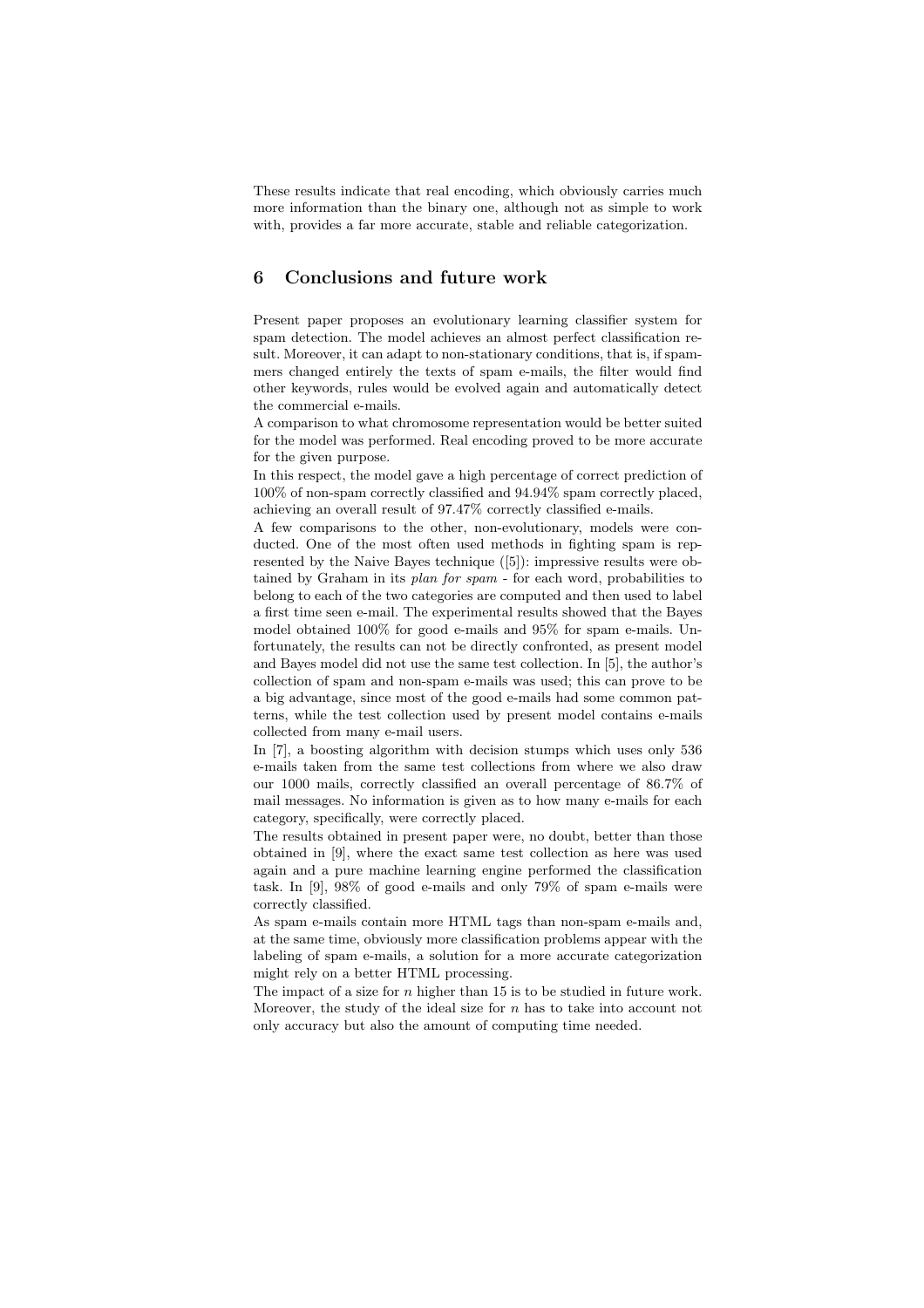These results indicate that real encoding, which obviously carries much more information than the binary one, although not as simple to work with, provides a far more accurate, stable and reliable categorization.

## 6 Conclusions and future work

Present paper proposes an evolutionary learning classifier system for spam detection. The model achieves an almost perfect classification result. Moreover, it can adapt to non-stationary conditions, that is, if spammers changed entirely the texts of spam e-mails, the filter would find other keywords, rules would be evolved again and automatically detect the commercial e-mails.

A comparison to what chromosome representation would be better suited for the model was performed. Real encoding proved to be more accurate for the given purpose.

In this respect, the model gave a high percentage of correct prediction of 100% of non-spam correctly classified and 94.94% spam correctly placed, achieving an overall result of 97.47% correctly classified e-mails.

A few comparisons to the other, non-evolutionary, models were conducted. One of the most often used methods in fighting spam is represented by the Naive Bayes technique ([5]): impressive results were obtained by Graham in its *plan for spam* - for each word, probabilities to belong to each of the two categories are computed and then used to label a first time seen e-mail. The experimental results showed that the Bayes model obtained 100% for good e-mails and 95% for spam e-mails. Unfortunately, the results can not be directly confronted, as present model and Bayes model did not use the same test collection. In [5], the author's collection of spam and non-spam e-mails was used; this can prove to be a big advantage, since most of the good e-mails had some common patterns, while the test collection used by present model contains e-mails collected from many e-mail users.

In [7], a boosting algorithm with decision stumps which uses only 536 e-mails taken from the same test collections from where we also draw our 1000 mails, correctly classified an overall percentage of 86.7% of mail messages. No information is given as to how many e-mails for each category, specifically, were correctly placed.

The results obtained in present paper were, no doubt, better than those obtained in [9], where the exact same test collection as here was used again and a pure machine learning engine performed the classification task. In [9], 98% of good e-mails and only 79% of spam e-mails were correctly classified.

As spam e-mails contain more HTML tags than non-spam e-mails and, at the same time, obviously more classification problems appear with the labeling of spam e-mails, a solution for a more accurate categorization might rely on a better HTML processing.

The impact of a size for $n$ higher than 15 is to be studied in future work. Moreover, the study of the ideal size for $n$ has to take into account not only accuracy but also the amount of computing time needed.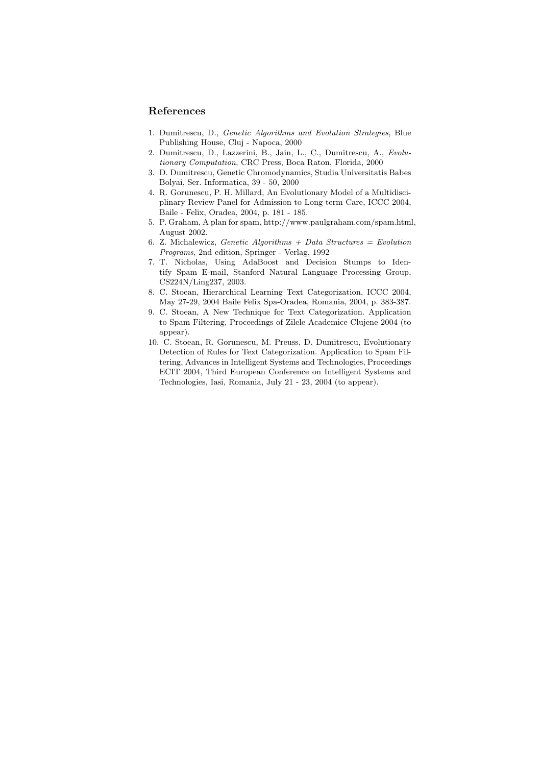## References

1. Dumitrescu, D., *Genetic Algorithms and Evolution Strategies*, Blue Publishing House, Cluj - Napoca, 2000
2. Dumitrescu, D., Lazzerini, B., Jain, L., C., Dumitrescu, A., *Evolutionary Computation*, CRC Press, Boca Raton, Florida, 2000
3. D. Dumitrescu, Genetic Chromodynamics, Studia Universitatis Babes Bolyai, Ser. Informatica, 39 - 50, 2000
4. R. Gorunescu, P. H. Millard, An Evolutionary Model of a Multidisciplinary Review Panel for Admission to Long-term Care, ICCC 2004, Baile - Felix, Oradea, 2004, p. 181 - 185.
5. P. Graham, A plan for spam, http://www.paulgraham.com/spam.html, August 2002.
6. Z. Michalewicz, *Genetic Algorithms + Data Structures = Evolution Programs*, 2nd edition, Springer - Verlag, 1992
7. T. Nicholas, Using AdaBoost and Decision Stumps to Identify Spam E-mail, Stanford Natural Language Processing Group, CS224N/Ling237, 2003.
8. C. Stoean, Hierarchical Learning Text Categorization, ICCC 2004, May 27-29, 2004 Baile Felix Spa-Oradea, Romania, 2004, p. 383-387.
9. C. Stoean, A New Technique for Text Categorization. Application to Spam Filtering, Proceedings of Zilele Academice Clujene 2004 (to appear).
10. C. Stoean, R. Gorunescu, M. Preuss, D. Dumitrescu, Evolutionary Detection of Rules for Text Categorization. Application to Spam Filtering, Advances in Intelligent Systems and Technologies, Proceedings ECIT 2004, Third European Conference on Intelligent Systems and Technologies, Iasi, Romania, July 21 - 23, 2004 (to appear).